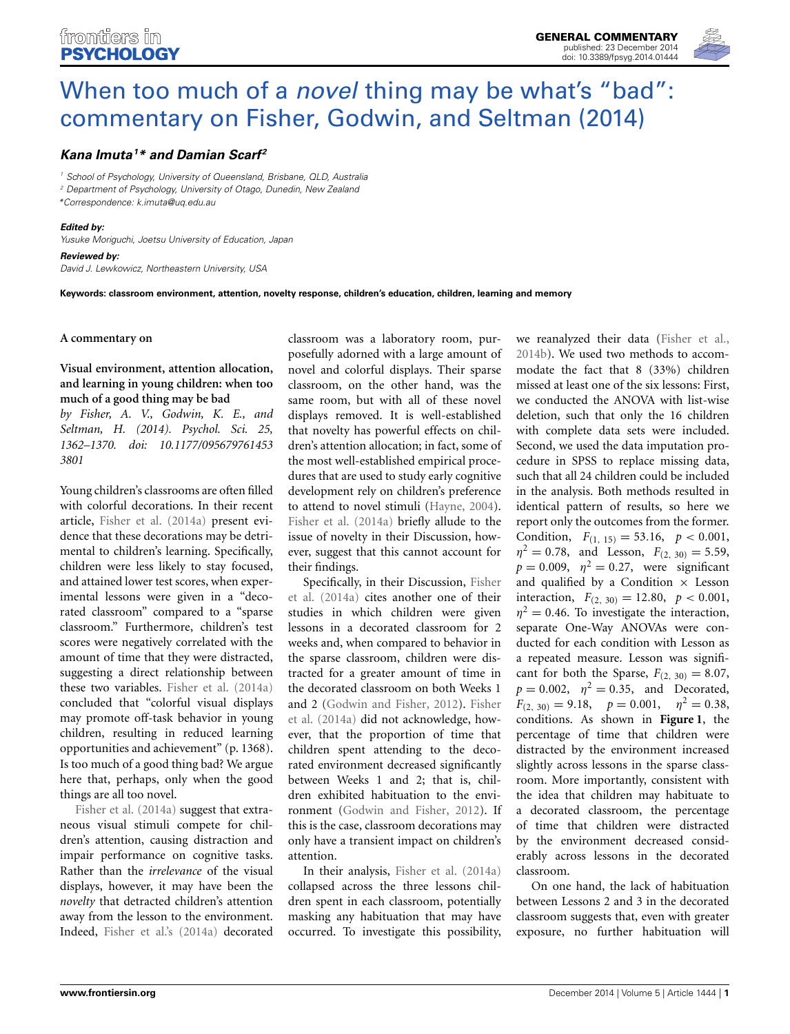GENERAL COMMENTARY
published: 23 December 2014
doi: 10.3389/fpsyg.2014.01444

# When too much of a *novel* thing may be what's "bad": commentary on Fisher, Godwin, and Seltman (2014)

***Kana Imuta[1]\* and Damian Scarf[2]***

[1] School of Psychology, University of Queensland, Brisbane, QLD, Australia
[2] Department of Psychology, University of Otago, Dunedin, New Zealand
\*Correspondence: k.imuta@uq.edu.au

**Edited by:**
*Yusuke Moriguchi, Joetsu University of Education, Japan*

**Reviewed by:**
*David J. Lewkowicz, Northeastern University, USA*

**Keywords: classroom environment, attention, novelty response, children's education, children, learning and memory**

**A commentary on**

**Visual environment, attention allocation, and learning in young children: when too much of a good thing may be bad**
*by Fisher, A. V., Godwin, K. E., and Seltman, H. (2014). Psychol. Sci. 25, 1362–1370. doi: 10.1177/0956797614533801*

Young children's classrooms are often filled with colorful decorations. In their recent article, Fisher et al. (2014a) present evidence that these decorations may be detrimental to children's learning. Specifically, children were less likely to stay focused, and attained lower test scores, when experimental lessons were given in a "decorated classroom" compared to a "sparse classroom." Furthermore, children's test scores were negatively correlated with the amount of time that they were distracted, suggesting a direct relationship between these two variables. Fisher et al. (2014a) concluded that "colorful visual displays may promote off-task behavior in young children, resulting in reduced learning opportunities and achievement" (p. 1368). Is too much of a good thing bad? We argue here that, perhaps, only when the good things are all too novel.

Fisher et al. (2014a) suggest that extraneous visual stimuli compete for children's attention, causing distraction and impair performance on cognitive tasks. Rather than the *irrelevance* of the visual displays, however, it may have been the *novelty* that detracted children's attention away from the lesson to the environment. Indeed, Fisher et al.'s (2014a) decorated classroom was a laboratory room, purposefully adorned with a large amount of novel and colorful displays. Their sparse classroom, on the other hand, was the same room, but with all of these novel displays removed. It is well-established that novelty has powerful effects on children's attention allocation; in fact, some of the most well-established empirical procedures that are used to study early cognitive development rely on children's preference to attend to novel stimuli (Hayne, 2004). Fisher et al. (2014a) briefly allude to the issue of novelty in their Discussion, however, suggest that this cannot account for their findings.

Specifically, in their Discussion, Fisher et al. (2014a) cites another one of their studies in which children were given lessons in a decorated classroom for 2 weeks and, when compared to behavior in the sparse classroom, children were distracted for a greater amount of time in the decorated classroom on both Weeks 1 and 2 (Godwin and Fisher, 2012). Fisher et al. (2014a) did not acknowledge, however, that the proportion of time that children spent attending to the decorated environment decreased significantly between Weeks 1 and 2; that is, children exhibited habituation to the environment (Godwin and Fisher, 2012). If this is the case, classroom decorations may only have a transient impact on children's attention.

In their analysis, Fisher et al. (2014a) collapsed across the three lessons children spent in each classroom, potentially masking any habituation that may have occurred. To investigate this possibility, we reanalyzed their data (Fisher et al., 2014b). We used two methods to accommodate the fact that 8 (33%) children missed at least one of the six lessons: First, we conducted the ANOVA with list-wise deletion, such that only the 16 children with complete data sets were included. Second, we used the data imputation procedure in SPSS to replace missing data, such that all 24 children could be included in the analysis. Both methods resulted in identical pattern of results, so here we report only the outcomes from the former. Condition, $F_{(1, 15)} = 53.16$, $p < 0.001$, $\eta^2 = 0.78$, and Lesson, $F_{(2, 30)} = 5.59$, $p = 0.009$, $\eta^2 = 0.27$, were significant and qualified by a Condition × Lesson interaction, $F_{(2, 30)} = 12.80$, $p < 0.001$, $\eta^2 = 0.46$. To investigate the interaction, separate One-Way ANOVAs were conducted for each condition with Lesson as a repeated measure. Lesson was significant for both the Sparse, $F_{(2, 30)} = 8.07$, $p = 0.002$, $\eta^2 = 0.35$, and Decorated, $F_{(2, 30)} = 9.18$, $p = 0.001$, $\eta^2 = 0.38$, conditions. As shown in **Figure 1**, the percentage of time that children were distracted by the environment increased slightly across lessons in the sparse classroom. More importantly, consistent with the idea that children may habituate to a decorated classroom, the percentage of time that children were distracted by the environment decreased considerably across lessons in the decorated classroom.

On one hand, the lack of habituation between Lessons 2 and 3 in the decorated classroom suggests that, even with greater exposure, no further habituation will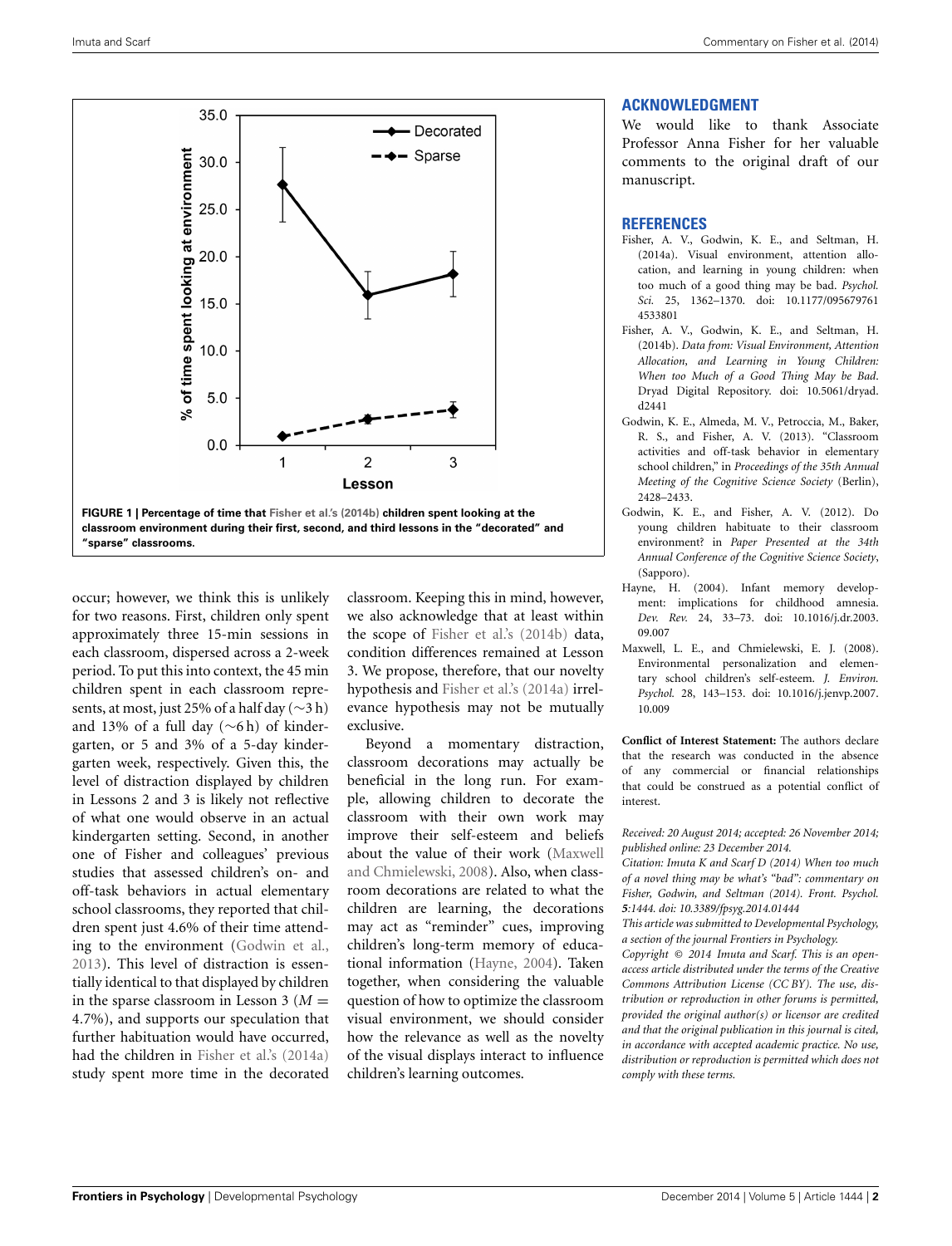35.0
30.0
25.0
20.0
15.0
10.0
5.0
0.0

% of time spent looking at environment

Decorated

Sparse

1
2
3

Lesson

**FIGURE 1 | Percentage of time that Fisher et al.'s (2014b) children spent looking at the classroom environment during their first, second, and third lessons in the "decorated" and "sparse" classrooms.**

occur; however, we think this is unlikely for two reasons. First, children only spent approximately three 15-min sessions in each classroom, dispersed across a 2-week period. To put this into context, the 45 min children spent in each classroom represents, at most, just 25% of a half day (~3 h) and 13% of a full day (~6 h) of kindergarten, or 5 and 3% of a 5-day kindergarten week, respectively. Given this, the level of distraction displayed by children in Lessons 2 and 3 is likely not reflective of what one would observe in an actual kindergarten setting. Second, in another one of Fisher and colleagues' previous studies that assessed children's on- and off-task behaviors in actual elementary school classrooms, they reported that children spent just 4.6% of their time attending to the environment (Godwin et al., 2013). This level of distraction is essentially identical to that displayed by children in the sparse classroom in Lesson 3 ($M$ = 4.7%), and supports our speculation that further habituation would have occurred, had the children in Fisher et al.'s (2014a) study spent more time in the decorated classroom. Keeping this in mind, however, we also acknowledge that at least within the scope of Fisher et al.'s (2014b) data, condition differences remained at Lesson 3. We propose, therefore, that our novelty hypothesis and Fisher et al.'s (2014a) irrelevance hypothesis may not be mutually exclusive.

Beyond a momentary distraction, classroom decorations may actually be beneficial in the long run. For example, allowing children to decorate the classroom with their own work may improve their self-esteem and beliefs about the value of their work (Maxwell and Chmielewski, 2008). Also, when classroom decorations are related to what the children are learning, the decorations may act as "reminder" cues, improving children's long-term memory of educational information (Hayne, 2004). Taken together, when considering the valuable question of how to optimize the classroom visual environment, we should consider how the relevance as well as the novelty of the visual displays interact to influence children's learning outcomes.

## ACKNOWLEDGMENT

We would like to thank Associate Professor Anna Fisher for her valuable comments to the original draft of our manuscript.

## REFERENCES

Fisher, A. V., Godwin, K. E., and Seltman, H. (2014a). Visual environment, attention allocation, and learning in young children: when too much of a good thing may be bad. *Psychol. Sci.* 25, 1362–1370. doi: 10.1177/0956797614533801

Fisher, A. V., Godwin, K. E., and Seltman, H. (2014b). *Data from: Visual Environment, Attention Allocation, and Learning in Young Children: When too Much of a Good Thing May be Bad.* Dryad Digital Repository. doi: 10.5061/dryad.d2441

Godwin, K. E., Almeda, M. V., Petroccia, M., Baker, R. S., and Fisher, A. V. (2013). "Classroom activities and off-task behavior in elementary school children," in *Proceedings of the 35th Annual Meeting of the Cognitive Science Society* (Berlin), 2428–2433.

Godwin, K. E., and Fisher, A. V. (2012). Do young children habituate to their classroom environment? in *Paper Presented at the 34th Annual Conference of the Cognitive Science Society*, (Sapporo).

Hayne, H. (2004). Infant memory development: implications for childhood amnesia. *Dev. Rev.* 24, 33–73. doi: 10.1016/j.dr.2003.09.007

Maxwell, L. E., and Chmielewski, E. J. (2008). Environmental personalization and elementary school children's self-esteem. *J. Environ. Psychol.* 28, 143–153. doi: 10.1016/j.jenvp.2007.10.009

**Conflict of Interest Statement:** The authors declare that the research was conducted in the absence of any commercial or financial relationships that could be construed as a potential conflict of interest.

*Received: 20 August 2014; accepted: 26 November 2014; published online: 23 December 2014.*

*Citation: Imuta K and Scarf D (2014) When too much of a novel thing may be what's "bad": commentary on Fisher, Godwin, and Seltman (2014). Front. Psychol. **5**:1444. doi: 10.3389/fpsyg.2014.01444*

*This article was submitted to Developmental Psychology, a section of the journal Frontiers in Psychology.*

*Copyright © 2014 Imuta and Scarf. This is an open-access article distributed under the terms of the Creative Commons Attribution License (CC BY). The use, distribution or reproduction in other forums is permitted, provided the original author(s) or licensor are credited and that the original publication in this journal is cited, in accordance with accepted academic practice. No use, distribution or reproduction is permitted which does not comply with these terms.*